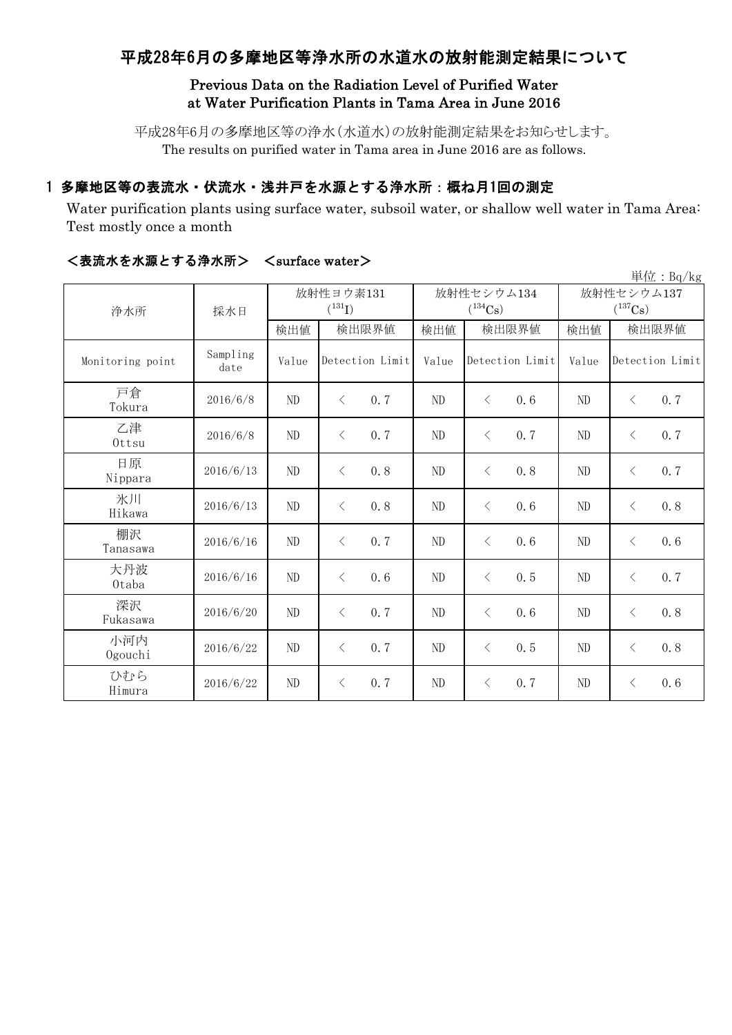# 平成28年6月の多摩地区等浄水所の水道水の放射能測定結果について

**Previous Data on the Radiation Level of Purified Water at Water Purification Plants in Tama Area in June 2016**

平成28年6月の多摩地区等の浄水(水道水)の放射能測定結果をお知らせします。
The results on purified water in Tama area in June 2016 are as follows.

## 1 多摩地区等の表流水・伏流水・浅井戸を水源とする浄水所：概ね月1回の測定

Water purification plants using surface water, subsoil water, or shallow well water in Tama Area: Test mostly once a month

### <表流水を水源とする浄水所> <surface water>

単位：Bq/kg

| 浄水所 | 採水日 | 放射性ヨウ素131 ($^{131}I$) | | 放射性セシウム134 ($^{134}Cs$) | | 放射性セシウム137 ($^{137}Cs$) | |
|---|---|---|---|---|---|---|---|
| | | 検出値 | 検出限界値 | 検出値 | 検出限界値 | 検出値 | 検出限界値 |
| Monitoring point | Sampling date | Value | Detection Limit | Value | Detection Limit | Value | Detection Limit |
| 戸倉 Tokura | 2016/6/8 | ND | < 0.7 | ND | < 0.6 | ND | < 0.7 |
| 乙津 Ottsu | 2016/6/8 | ND | < 0.7 | ND | < 0.7 | ND | < 0.7 |
| 日原 Nippara | 2016/6/13 | ND | < 0.8 | ND | < 0.8 | ND | < 0.7 |
| 氷川 Hikawa | 2016/6/13 | ND | < 0.8 | ND | < 0.6 | ND | < 0.8 |
| 棚沢 Tanasawa | 2016/6/16 | ND | < 0.7 | ND | < 0.6 | ND | < 0.6 |
| 大丹波 Otaba | 2016/6/16 | ND | < 0.6 | ND | < 0.5 | ND | < 0.7 |
| 深沢 Fukasawa | 2016/6/20 | ND | < 0.7 | ND | < 0.6 | ND | < 0.8 |
| 小河内 Ogouchi | 2016/6/22 | ND | < 0.7 | ND | < 0.5 | ND | < 0.8 |
| ひむら Himura | 2016/6/22 | ND | < 0.7 | ND | < 0.7 | ND | < 0.6 |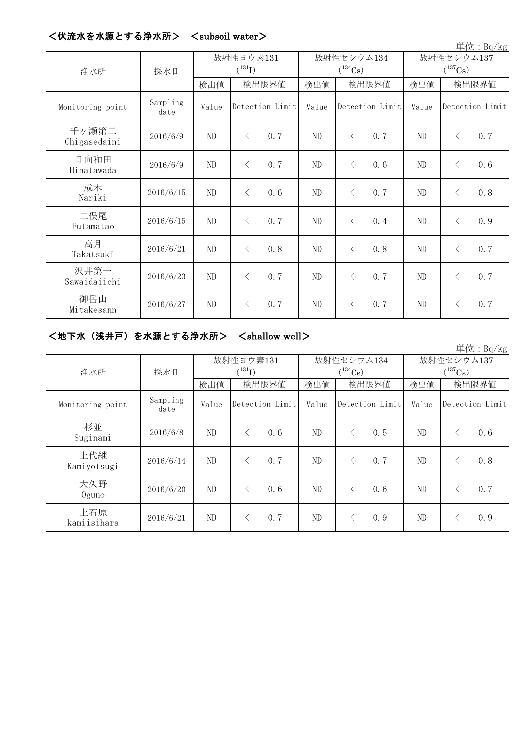## <伏流水を水源とする浄水所>　<subsoil water>

単位：Bq/kg

| 浄水所 | 採水日 | 放射性ヨウ素131 ($^{131}I$) | | 放射性セシウム134 ($^{134}Cs$) | | 放射性セシウム137 ($^{137}Cs$) | |
|---|---|---|---|---|---|---|---|
| | | 検出値 | 検出限界値 | 検出値 | 検出限界値 | 検出値 | 検出限界値 |
| Monitoring point | Sampling date | Value | Detection Limit | Value | Detection Limit | Value | Detection Limit |
| 千ヶ瀬第二 Chigasedaini | 2016/6/9 | ND | < 0.7 | ND | < 0.7 | ND | < 0.7 |
| 日向和田 Hinatawada | 2016/6/9 | ND | < 0.7 | ND | < 0.6 | ND | < 0.6 |
| 成木 Nariki | 2016/6/15 | ND | < 0.6 | ND | < 0.7 | ND | < 0.8 |
| 二俣尾 Futamatao | 2016/6/15 | ND | < 0.7 | ND | < 0.4 | ND | < 0.9 |
| 高月 Takatsuki | 2016/6/21 | ND | < 0.8 | ND | < 0.8 | ND | < 0.7 |
| 沢井第一 Sawaidaiichi | 2016/6/23 | ND | < 0.7 | ND | < 0.7 | ND | < 0.7 |
| 御岳山 Mitakesann | 2016/6/27 | ND | < 0.7 | ND | < 0.7 | ND | < 0.7 |

## <地下水（浅井戸）を水源とする浄水所>　<shallow well>

単位：Bq/kg

| 浄水所 | 採水日 | 放射性ヨウ素131 ($^{131}I$) | | 放射性セシウム134 ($^{134}Cs$) | | 放射性セシウム137 ($^{137}Cs$) | |
|---|---|---|---|---|---|---|---|
| | | 検出値 | 検出限界値 | 検出値 | 検出限界値 | 検出値 | 検出限界値 |
| Monitoring point | Sampling date | Value | Detection Limit | Value | Detection Limit | Value | Detection Limit |
| 杉並 Suginami | 2016/6/8 | ND | < 0.6 | ND | < 0.5 | ND | < 0.6 |
| 上代継 Kamiyotsugi | 2016/6/14 | ND | < 0.7 | ND | < 0.7 | ND | < 0.8 |
| 大久野 Oguno | 2016/6/20 | ND | < 0.6 | ND | < 0.6 | ND | < 0.7 |
| 上石原 kamiisihara | 2016/6/21 | ND | < 0.7 | ND | < 0.9 | ND | < 0.9 |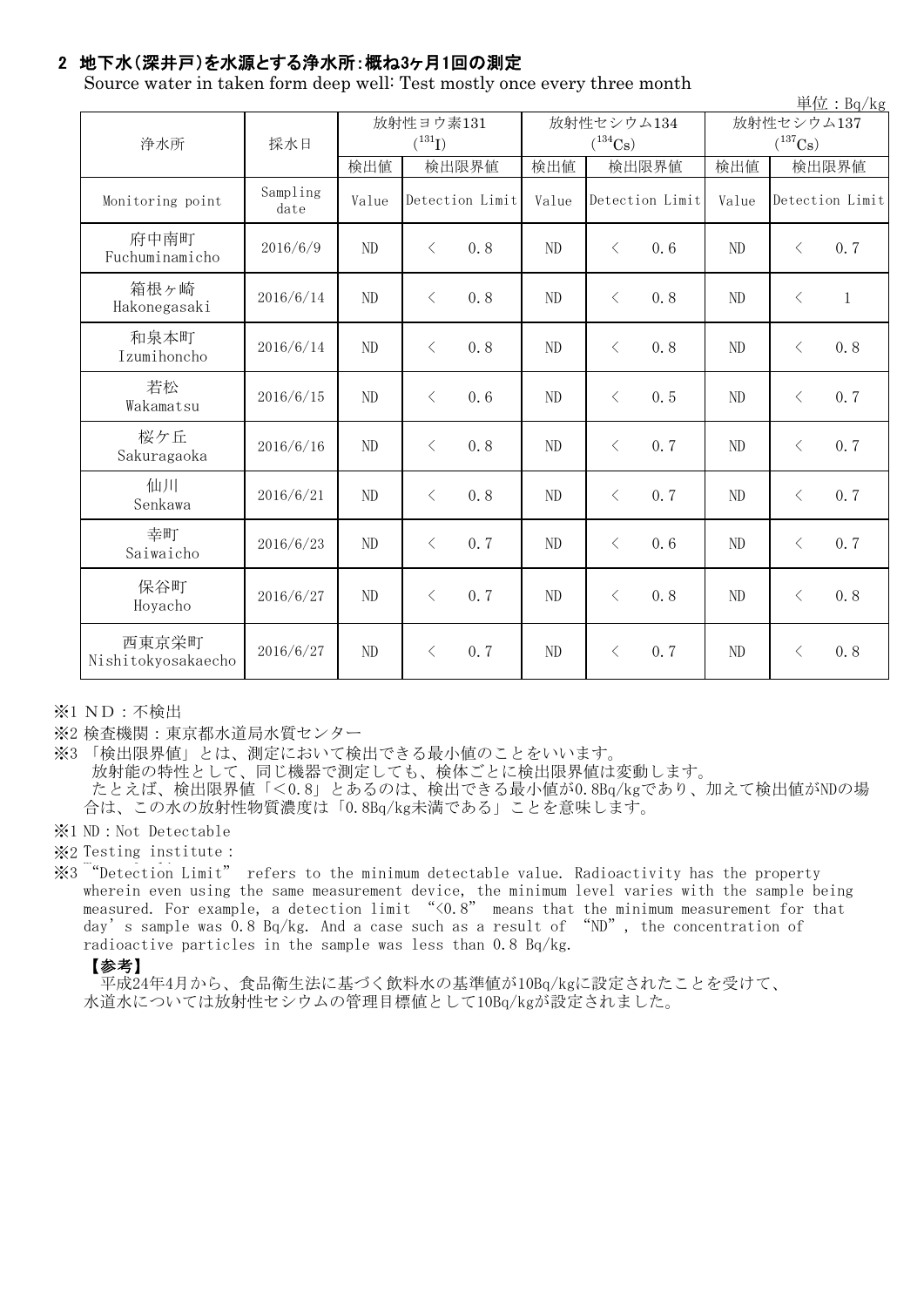## 2 地下水(深井戸)を水源とする浄水所:概ね3ヶ月1回の測定

Source water in taken form deep well: Test mostly once every three month

単位：Bq/kg

| 浄水所 | 採水日 | 放射性ヨウ素131 ($^{131}I$) | | | 放射性セシウム134 ($^{134}Cs$) | | | 放射性セシウム137 ($^{137}Cs$) | | |
|---|---|---|---|---|---|---|---|---|---|---|
| | | 検出値 | 検出限界値 | | 検出値 | 検出限界値 | | 検出値 | 検出限界値 | |
| Monitoring point | Sampling date | Value | Detection Limit | | Value | Detection Limit | | Value | Detection Limit | |
| 府中南町 Fuchuminamicho | 2016/6/9 | ND | ＜ | 0.8 | ND | ＜ | 0.6 | ND | ＜ | 0.7 |
| 箱根ヶ崎 Hakonegasaki | 2016/6/14 | ND | ＜ | 0.8 | ND | ＜ | 0.8 | ND | ＜ | 1 |
| 和泉本町 Izumihoncho | 2016/6/14 | ND | ＜ | 0.8 | ND | ＜ | 0.8 | ND | ＜ | 0.8 |
| 若松 Wakamatsu | 2016/6/15 | ND | ＜ | 0.6 | ND | ＜ | 0.5 | ND | ＜ | 0.7 |
| 桜ケ丘 Sakuragaoka | 2016/6/16 | ND | ＜ | 0.8 | ND | ＜ | 0.7 | ND | ＜ | 0.7 |
| 仙川 Senkawa | 2016/6/21 | ND | ＜ | 0.8 | ND | ＜ | 0.7 | ND | ＜ | 0.7 |
| 幸町 Saiwaicho | 2016/6/23 | ND | ＜ | 0.7 | ND | ＜ | 0.6 | ND | ＜ | 0.7 |
| 保谷町 Hoyacho | 2016/6/27 | ND | ＜ | 0.7 | ND | ＜ | 0.8 | ND | ＜ | 0.8 |
| 西東京栄町 Nishitokyosakaecho | 2016/6/27 | ND | ＜ | 0.7 | ND | ＜ | 0.7 | ND | ＜ | 0.8 |

※1 ND：不検出

※2 検査機関：東京都水道局水質センター

※3 「検出限界値」とは、測定において検出できる最小値のことをいいます。
放射能の特性として、同じ機器で測定しても、検体ごとに検出限界値は変動します。
たとえば、検出限界値「＜0.8」とあるのは、検出できる最小値が0.8Bq/kgであり、加えて検出値がNDの場合は、この水の放射性物質濃度は「0.8Bq/kg未満である」ことを意味します。

※1 ND：Not Detectable

※2 Testing institute：

※3 "Detection Limit" refers to the minimum detectable value. Radioactivity has the property wherein even using the same measurement device, the minimum level varies with the sample being measured. For example, a detection limit "<0.8" means that the minimum measurement for that day's sample was 0.8 Bq/kg. And a case such as a result of "ND", the concentration of radioactive particles in the sample was less than 0.8 Bq/kg.

【参考】

平成24年4月から、食品衛生法に基づく飲料水の基準値が10Bq/kgに設定されたことを受けて、水道水については放射性セシウムの管理目標値として10Bq/kgが設定されました。